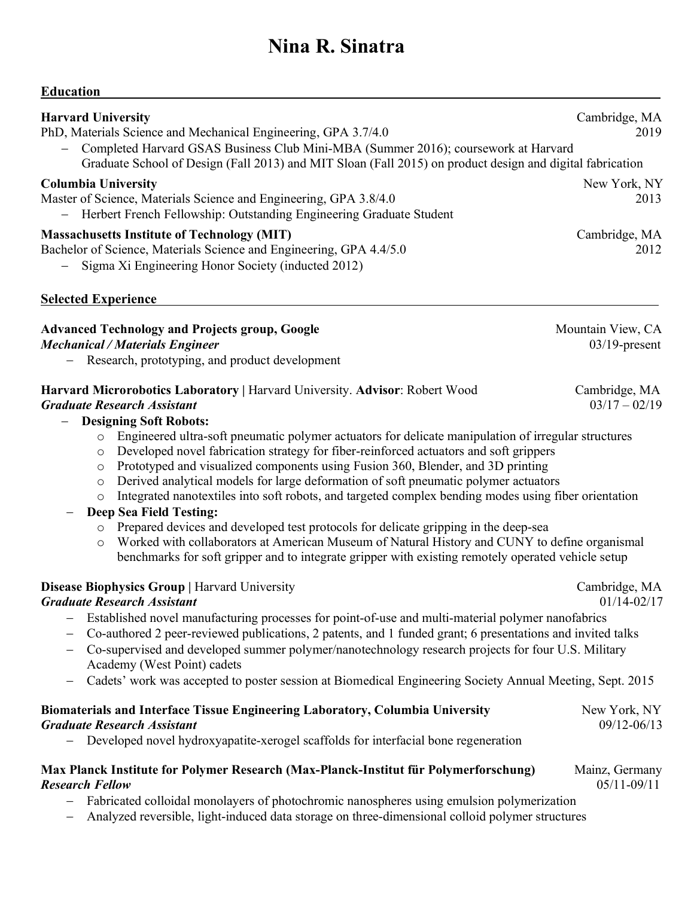# Nina R. Sinatra

## Education

**Harvard University** — Cambridge, MA
PhD, Materials Science and Mechanical Engineering, GPA 3.7/4.0 — 2019

- Completed Harvard GSAS Business Club Mini-MBA (Summer 2016); coursework at Harvard Graduate School of Design (Fall 2013) and MIT Sloan (Fall 2015) on product design and digital fabrication

**Columbia University** — New York, NY
Master of Science, Materials Science and Engineering, GPA 3.8/4.0 — 2013

- Herbert French Fellowship: Outstanding Engineering Graduate Student

**Massachusetts Institute of Technology (MIT)** — Cambridge, MA
Bachelor of Science, Materials Science and Engineering, GPA 4.4/5.0 — 2012

- Sigma Xi Engineering Honor Society (inducted 2012)

## Selected Experience

**Advanced Technology and Projects group, Google** — Mountain View, CA
***Mechanical / Materials Engineer*** — 03/19-present

- Research, prototyping, and product development

**Harvard Microrobotics Laboratory |** Harvard University. **Advisor**: Robert Wood — Cambridge, MA
***Graduate Research Assistant*** — 03/17 – 02/19

- **Designing Soft Robots:**
  - Engineered ultra-soft pneumatic polymer actuators for delicate manipulation of irregular structures
  - Developed novel fabrication strategy for fiber-reinforced actuators and soft grippers
  - Prototyped and visualized components using Fusion 360, Blender, and 3D printing
  - Derived analytical models for large deformation of soft pneumatic polymer actuators
  - Integrated nanotextiles into soft robots, and targeted complex bending modes using fiber orientation
- **Deep Sea Field Testing:**
  - Prepared devices and developed test protocols for delicate gripping in the deep-sea
  - Worked with collaborators at American Museum of Natural History and CUNY to define organismal benchmarks for soft gripper and to integrate gripper with existing remotely operated vehicle setup

**Disease Biophysics Group |** Harvard University — Cambridge, MA
***Graduate Research Assistant*** — 01/14-02/17

- Established novel manufacturing processes for point-of-use and multi-material polymer nanofabrics
- Co-authored 2 peer-reviewed publications, 2 patents, and 1 funded grant; 6 presentations and invited talks
- Co-supervised and developed summer polymer/nanotechnology research projects for four U.S. Military Academy (West Point) cadets
- Cadets' work was accepted to poster session at Biomedical Engineering Society Annual Meeting, Sept. 2015

**Biomaterials and Interface Tissue Engineering Laboratory, Columbia University** — New York, NY
***Graduate Research Assistant*** — 09/12-06/13

- Developed novel hydroxyapatite-xerogel scaffolds for interfacial bone regeneration

**Max Planck Institute for Polymer Research (Max-Planck-Institut für Polymerforschung)** — Mainz, Germany
***Research Fellow*** — 05/11-09/11

- Fabricated colloidal monolayers of photochromic nanospheres using emulsion polymerization
- Analyzed reversible, light-induced data storage on three-dimensional colloid polymer structures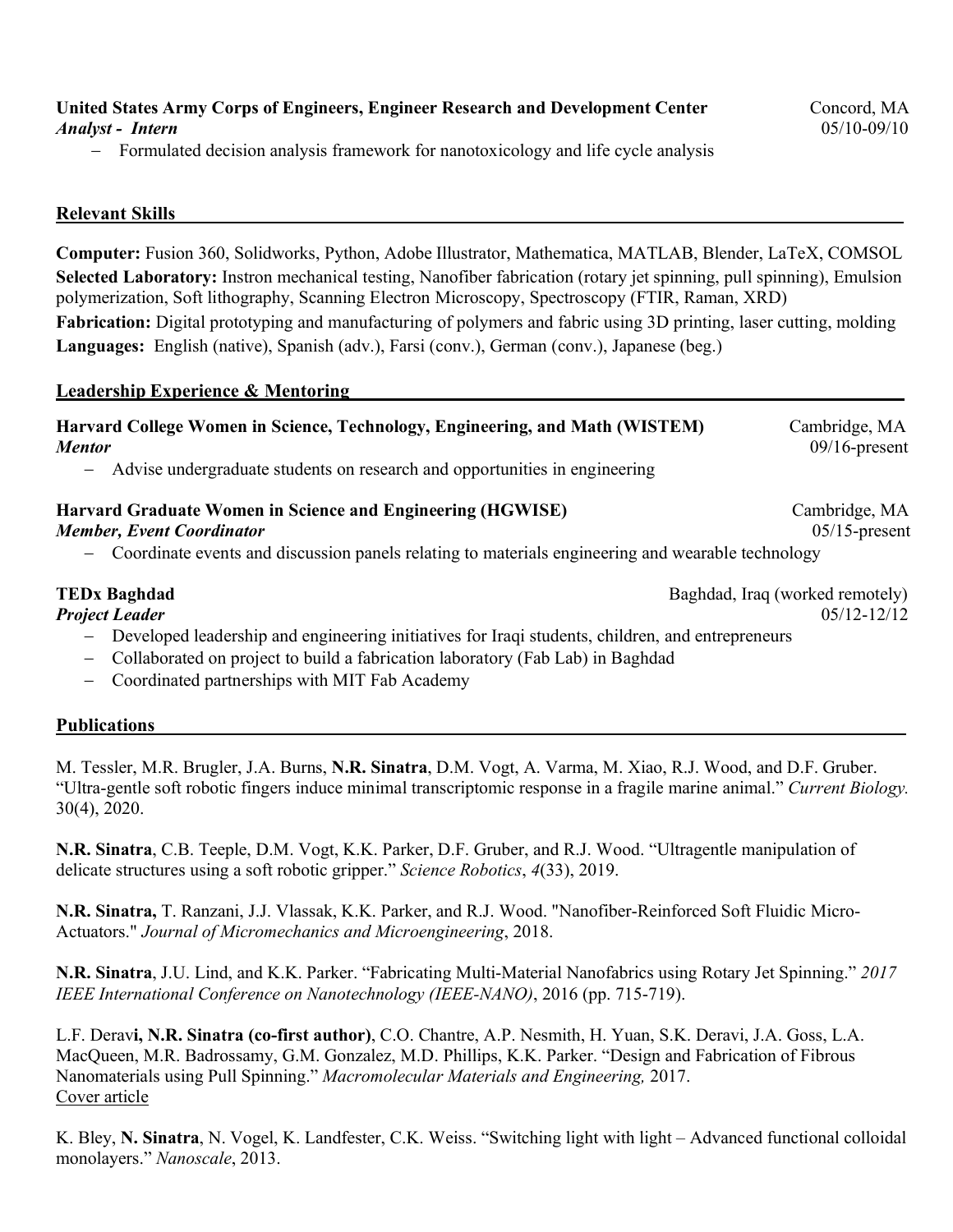**United States Army Corps of Engineers, Engineer Research and Development Center** Concord, MA
***Analyst - Intern*** 05/10-09/10

- Formulated decision analysis framework for nanotoxicology and life cycle analysis

## Relevant Skills

**Computer:** Fusion 360, Solidworks, Python, Adobe Illustrator, Mathematica, MATLAB, Blender, LaTeX, COMSOL
**Selected Laboratory:** Instron mechanical testing, Nanofiber fabrication (rotary jet spinning, pull spinning), Emulsion polymerization, Soft lithography, Scanning Electron Microscopy, Spectroscopy (FTIR, Raman, XRD)
**Fabrication:** Digital prototyping and manufacturing of polymers and fabric using 3D printing, laser cutting, molding
**Languages:** English (native), Spanish (adv.), Farsi (conv.), German (conv.), Japanese (beg.)

## Leadership Experience & Mentoring

**Harvard College Women in Science, Technology, Engineering, and Math (WISTEM)** Cambridge, MA
***Mentor*** 09/16-present

- Advise undergraduate students on research and opportunities in engineering

**Harvard Graduate Women in Science and Engineering (HGWISE)** Cambridge, MA
***Member, Event Coordinator*** 05/15-present

- Coordinate events and discussion panels relating to materials engineering and wearable technology

**TEDx Baghdad** Baghdad, Iraq (worked remotely)
***Project Leader*** 05/12-12/12

- Developed leadership and engineering initiatives for Iraqi students, children, and entrepreneurs
- Collaborated on project to build a fabrication laboratory (Fab Lab) in Baghdad
- Coordinated partnerships with MIT Fab Academy

## Publications

M. Tessler, M.R. Brugler, J.A. Burns, **N.R. Sinatra**, D.M. Vogt, A. Varma, M. Xiao, R.J. Wood, and D.F. Gruber. "Ultra-gentle soft robotic fingers induce minimal transcriptomic response in a fragile marine animal." *Current Biology.* 30(4), 2020.

**N.R. Sinatra**, C.B. Teeple, D.M. Vogt, K.K. Parker, D.F. Gruber, and R.J. Wood. "Ultragentle manipulation of delicate structures using a soft robotic gripper." *Science Robotics*, *4*(33), 2019.

**N.R. Sinatra,** T. Ranzani, J.J. Vlassak, K.K. Parker, and R.J. Wood. "Nanofiber-Reinforced Soft Fluidic Micro-Actuators." *Journal of Micromechanics and Microengineering*, 2018.

**N.R. Sinatra**, J.U. Lind, and K.K. Parker. "Fabricating Multi-Material Nanofabrics using Rotary Jet Spinning." *2017 IEEE International Conference on Nanotechnology (IEEE-NANO)*, 2016 (pp. 715-719).

L.F. Deravi, **N.R. Sinatra (co-first author)**, C.O. Chantre, A.P. Nesmith, H. Yuan, S.K. Deravi, J.A. Goss, L.A. MacQueen, M.R. Badrossamy, G.M. Gonzalez, M.D. Phillips, K.K. Parker. "Design and Fabrication of Fibrous Nanomaterials using Pull Spinning." *Macromolecular Materials and Engineering,* 2017.
Cover article

K. Bley, **N. Sinatra**, N. Vogel, K. Landfester, C.K. Weiss. "Switching light with light – Advanced functional colloidal monolayers." *Nanoscale*, 2013.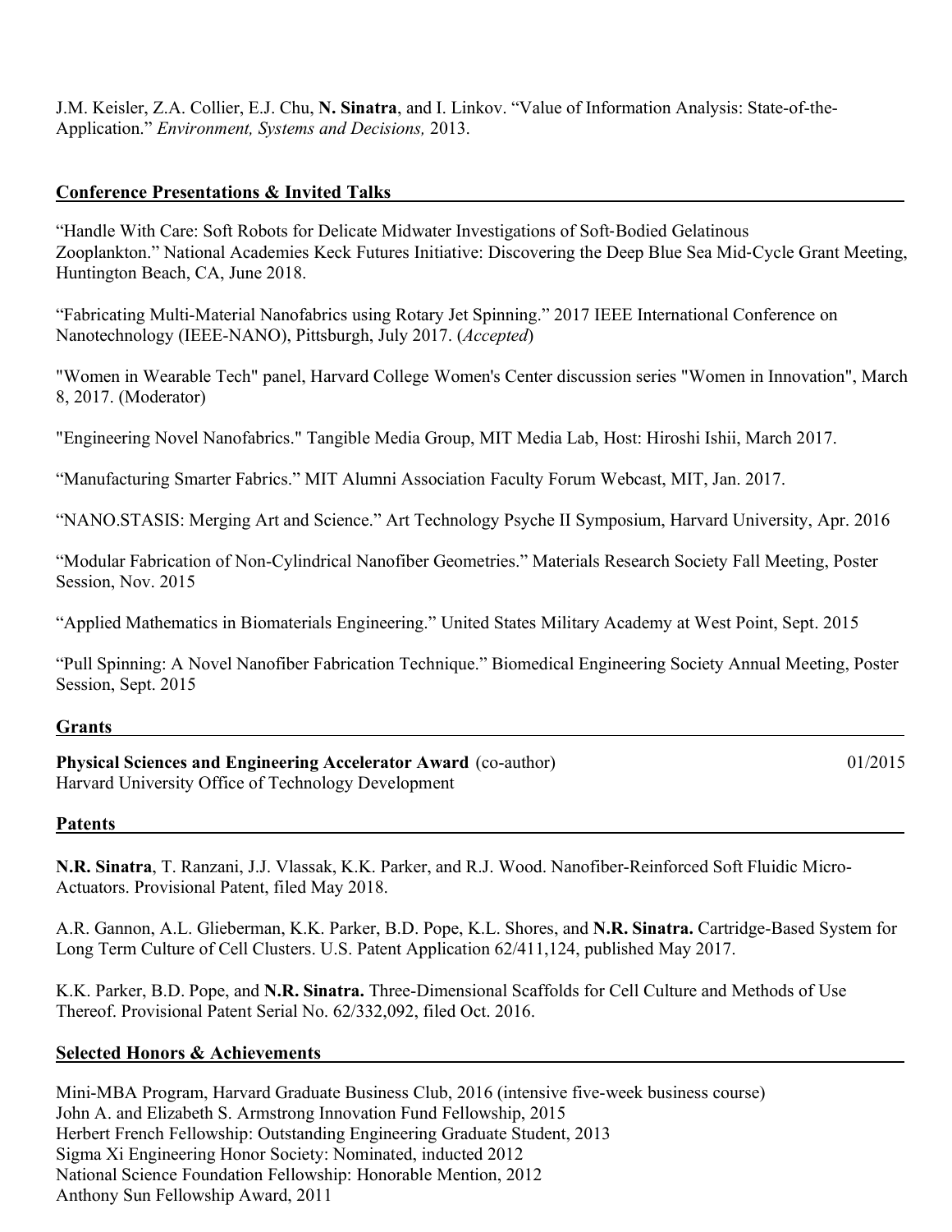J.M. Keisler, Z.A. Collier, E.J. Chu, **N. Sinatra**, and I. Linkov. "Value of Information Analysis: State-of-the-Application." *Environment, Systems and Decisions,* 2013.

## Conference Presentations & Invited Talks

"Handle With Care: Soft Robots for Delicate Midwater Investigations of Soft-Bodied Gelatinous Zooplankton." National Academies Keck Futures Initiative: Discovering the Deep Blue Sea Mid-Cycle Grant Meeting, Huntington Beach, CA, June 2018.

"Fabricating Multi-Material Nanofabrics using Rotary Jet Spinning." 2017 IEEE International Conference on Nanotechnology (IEEE-NANO), Pittsburgh, July 2017. (*Accepted*)

"Women in Wearable Tech" panel, Harvard College Women's Center discussion series "Women in Innovation", March 8, 2017. (Moderator)

"Engineering Novel Nanofabrics." Tangible Media Group, MIT Media Lab, Host: Hiroshi Ishii, March 2017.

"Manufacturing Smarter Fabrics." MIT Alumni Association Faculty Forum Webcast, MIT, Jan. 2017.

"NANO.STASIS: Merging Art and Science." Art Technology Psyche II Symposium, Harvard University, Apr. 2016

"Modular Fabrication of Non-Cylindrical Nanofiber Geometries." Materials Research Society Fall Meeting, Poster Session, Nov. 2015

"Applied Mathematics in Biomaterials Engineering." United States Military Academy at West Point, Sept. 2015

"Pull Spinning: A Novel Nanofiber Fabrication Technique." Biomedical Engineering Society Annual Meeting, Poster Session, Sept. 2015

## Grants

**Physical Sciences and Engineering Accelerator Award** (co-author) — 01/2015
Harvard University Office of Technology Development

## Patents

**N.R. Sinatra**, T. Ranzani, J.J. Vlassak, K.K. Parker, and R.J. Wood. Nanofiber-Reinforced Soft Fluidic Micro-Actuators. Provisional Patent, filed May 2018.

A.R. Gannon, A.L. Glieberman, K.K. Parker, B.D. Pope, K.L. Shores, and **N.R. Sinatra.** Cartridge-Based System for Long Term Culture of Cell Clusters. U.S. Patent Application 62/411,124, published May 2017.

K.K. Parker, B.D. Pope, and **N.R. Sinatra.** Three-Dimensional Scaffolds for Cell Culture and Methods of Use Thereof. Provisional Patent Serial No. 62/332,092, filed Oct. 2016.

## Selected Honors & Achievements

Mini-MBA Program, Harvard Graduate Business Club, 2016 (intensive five-week business course)
John A. and Elizabeth S. Armstrong Innovation Fund Fellowship, 2015
Herbert French Fellowship: Outstanding Engineering Graduate Student, 2013
Sigma Xi Engineering Honor Society: Nominated, inducted 2012
National Science Foundation Fellowship: Honorable Mention, 2012
Anthony Sun Fellowship Award, 2011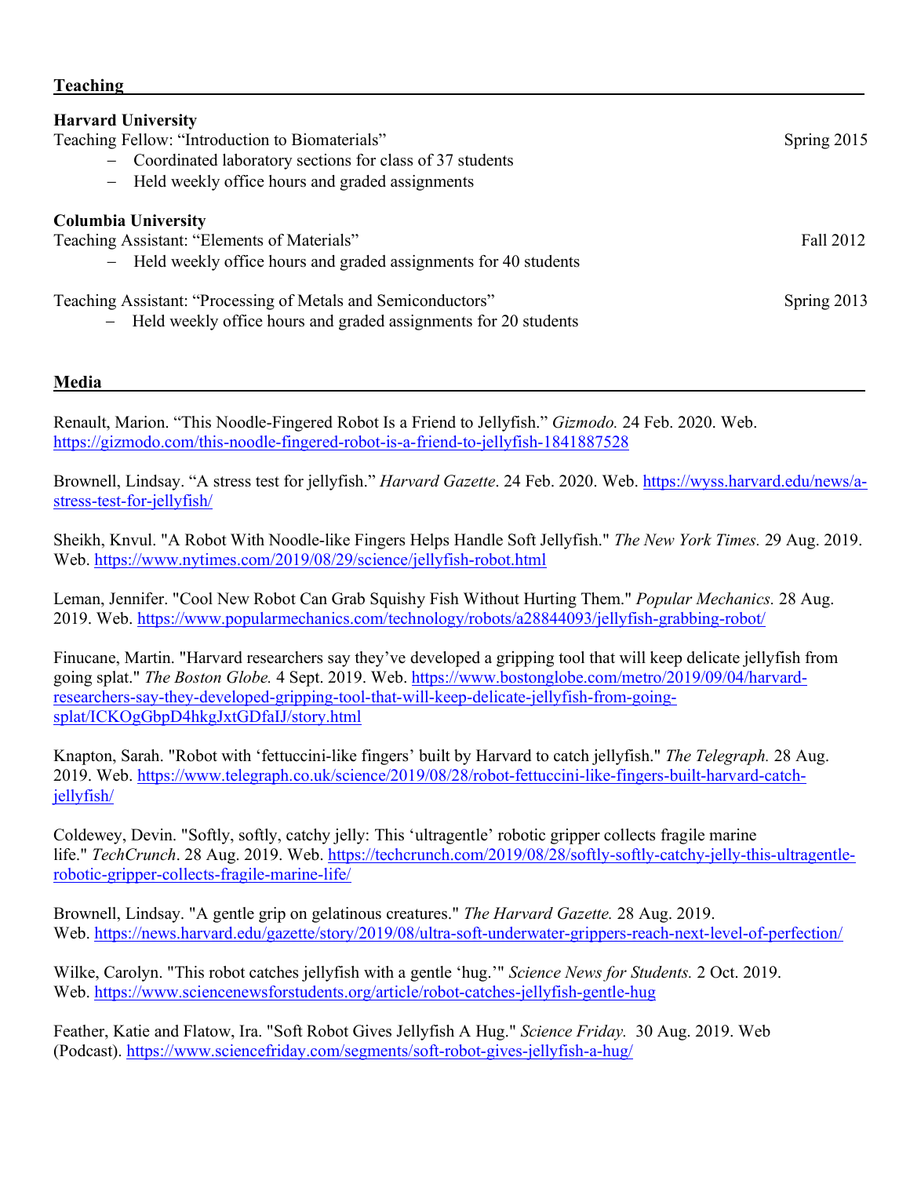## Teaching

**Harvard University**

Teaching Fellow: "Introduction to Biomaterials" — Spring 2015

- Coordinated laboratory sections for class of 37 students
- Held weekly office hours and graded assignments

**Columbia University**

Teaching Assistant: "Elements of Materials" — Fall 2012

- Held weekly office hours and graded assignments for 40 students

Teaching Assistant: "Processing of Metals and Semiconductors" — Spring 2013

- Held weekly office hours and graded assignments for 20 students

## Media

Renault, Marion. "This Noodle-Fingered Robot Is a Friend to Jellyfish." *Gizmodo.* 24 Feb. 2020. Web. https://gizmodo.com/this-noodle-fingered-robot-is-a-friend-to-jellyfish-1841887528

Brownell, Lindsay. "A stress test for jellyfish." *Harvard Gazette*. 24 Feb. 2020. Web. https://wyss.harvard.edu/news/a-stress-test-for-jellyfish/

Sheikh, Knvul. "A Robot With Noodle-like Fingers Helps Handle Soft Jellyfish." *The New York Times.* 29 Aug. 2019. Web. https://www.nytimes.com/2019/08/29/science/jellyfish-robot.html

Leman, Jennifer. "Cool New Robot Can Grab Squishy Fish Without Hurting Them." *Popular Mechanics.* 28 Aug. 2019. Web. https://www.popularmechanics.com/technology/robots/a28844093/jellyfish-grabbing-robot/

Finucane, Martin. "Harvard researchers say they've developed a gripping tool that will keep delicate jellyfish from going splat." *The Boston Globe.* 4 Sept. 2019. Web. https://www.bostonglobe.com/metro/2019/09/04/harvard-researchers-say-they-developed-gripping-tool-that-will-keep-delicate-jellyfish-from-going-splat/ICKOgGbpD4hkgJxtGDfaIJ/story.html

Knapton, Sarah. "Robot with 'fettuccini-like fingers' built by Harvard to catch jellyfish." *The Telegraph.* 28 Aug. 2019. Web. https://www.telegraph.co.uk/science/2019/08/28/robot-fettuccini-like-fingers-built-harvard-catch-jellyfish/

Coldewey, Devin. "Softly, softly, catchy jelly: This 'ultragentle' robotic gripper collects fragile marine life." *TechCrunch*. 28 Aug. 2019. Web. https://techcrunch.com/2019/08/28/softly-softly-catchy-jelly-this-ultragentle-robotic-gripper-collects-fragile-marine-life/

Brownell, Lindsay. "A gentle grip on gelatinous creatures." *The Harvard Gazette.* 28 Aug. 2019. Web. https://news.harvard.edu/gazette/story/2019/08/ultra-soft-underwater-grippers-reach-next-level-of-perfection/

Wilke, Carolyn. "This robot catches jellyfish with a gentle 'hug.'" *Science News for Students.* 2 Oct. 2019. Web. https://www.sciencenewsforstudents.org/article/robot-catches-jellyfish-gentle-hug

Feather, Katie and Flatow, Ira. "Soft Robot Gives Jellyfish A Hug." *Science Friday.* 30 Aug. 2019. Web (Podcast). https://www.sciencefriday.com/segments/soft-robot-gives-jellyfish-a-hug/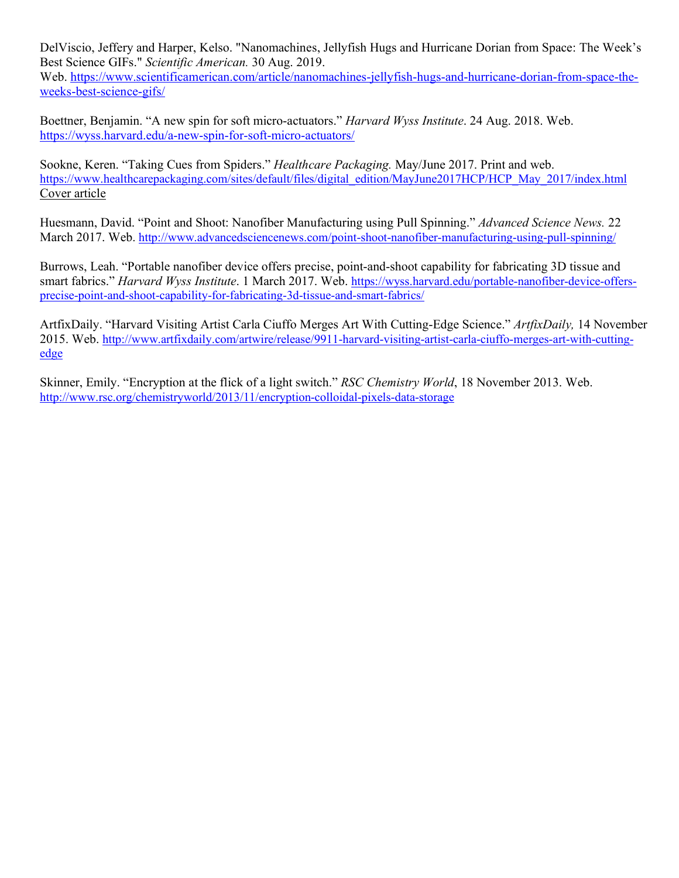DelViscio, Jeffery and Harper, Kelso. "Nanomachines, Jellyfish Hugs and Hurricane Dorian from Space: The Week's Best Science GIFs." *Scientific American.* 30 Aug. 2019. Web. https://www.scientificamerican.com/article/nanomachines-jellyfish-hugs-and-hurricane-dorian-from-space-the-weeks-best-science-gifs/

Boettner, Benjamin. "A new spin for soft micro-actuators." *Harvard Wyss Institute*. 24 Aug. 2018. Web. https://wyss.harvard.edu/a-new-spin-for-soft-micro-actuators/

Sookne, Keren. "Taking Cues from Spiders." *Healthcare Packaging.* May/June 2017. Print and web. https://www.healthcarepackaging.com/sites/default/files/digital_edition/MayJune2017HCP/HCP_May_2017/index.html Cover article

Huesmann, David. "Point and Shoot: Nanofiber Manufacturing using Pull Spinning." *Advanced Science News.* 22 March 2017. Web. http://www.advancedsciencenews.com/point-shoot-nanofiber-manufacturing-using-pull-spinning/

Burrows, Leah. "Portable nanofiber device offers precise, point-and-shoot capability for fabricating 3D tissue and smart fabrics." *Harvard Wyss Institute*. 1 March 2017. Web. https://wyss.harvard.edu/portable-nanofiber-device-offers-precise-point-and-shoot-capability-for-fabricating-3d-tissue-and-smart-fabrics/

ArtfixDaily. "Harvard Visiting Artist Carla Ciuffo Merges Art With Cutting-Edge Science." *ArtfixDaily,* 14 November 2015. Web. http://www.artfixdaily.com/artwire/release/9911-harvard-visiting-artist-carla-ciuffo-merges-art-with-cutting-edge

Skinner, Emily. "Encryption at the flick of a light switch." *RSC Chemistry World*, 18 November 2013. Web. http://www.rsc.org/chemistryworld/2013/11/encryption-colloidal-pixels-data-storage